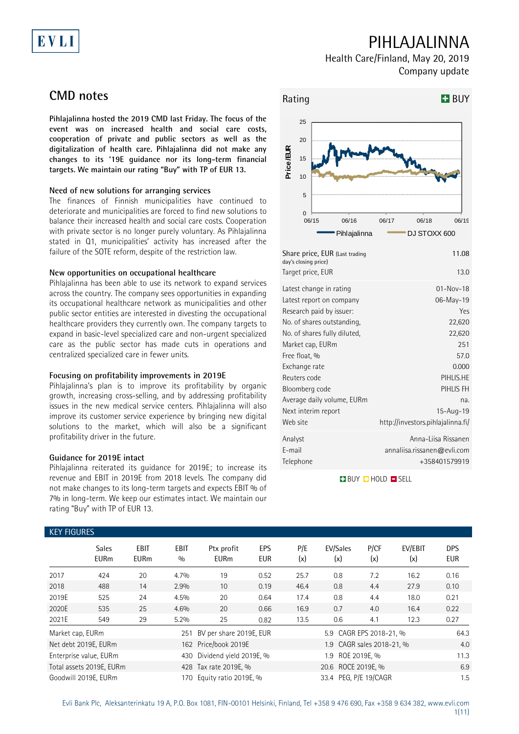# PIHLAJALINNA

Health Care/Finland, May 20, 2019
Company update

## CMD notes

**Pihlajalinna hosted the 2019 CMD last Friday. The focus of the event was on increased health and social care costs, cooperation of private and public sectors as well as the digitalization of health care. Pihlajalinna did not make any changes to its '19E guidance nor its long-term financial targets. We maintain our rating "Buy" with TP of EUR 13.**

### Need of new solutions for arranging services

The finances of Finnish municipalities have continued to deteriorate and municipalities are forced to find new solutions to balance their increased health and social care costs. Cooperation with private sector is no longer purely voluntary. As Pihlajalinna stated in Q1, municipalities' activity has increased after the failure of the SOTE reform, despite of the restriction law.

### New opportunities on occupational healthcare

Pihlajalinna has been able to use its network to expand services across the country. The company sees opportunities in expanding its occupational healthcare network as municipalities and other public sector entities are interested in divesting the occupational healthcare providers they currently own. The company targets to expand in basic-level specialized care and non-urgent specialized care as the public sector has made cuts in operations and centralized specialized care in fewer units.

### Focusing on profitability improvements in 2019E

Pihlajalinna's plan is to improve its profitability by organic growth, increasing cross-selling, and by addressing profitability issues in the new medical service centers. Pihlajalinna will also improve its customer service experience by bringing new digital solutions to the market, which will also be a significant profitability driver in the future.

### Guidance for 2019E intact

Pihlajalinna reiterated its guidance for 2019E; to increase its revenue and EBIT in 2019E from 2018 levels. The company did not make changes to its long-term targets and expects EBIT % of 7% in long-term. We keep our estimates intact. We maintain our rating "Buy" with TP of EUR 13.

**Rating: BUY**

| | |
|---|---|
| Share price, EUR (Last trading day's closing price) | 11.08 |
| Target price, EUR | 13.0 |
| Latest change in rating | 01-Nov-18 |
| Latest report on company | 06-May-19 |
| Research paid by issuer: | Yes |
| No. of shares outstanding, | 22,620 |
| No. of shares fully diluted, | 22,620 |
| Market cap, EURm | 251 |
| Free float, % | 57.0 |
| Exchange rate | 0.000 |
| Reuters code | PIHLIS.HE |
| Bloomberg code | PIHLIS FH |
| Average daily volume, EURm | na. |
| Next interim report | 15-Aug-19 |
| Web site | http://investors.pihlajalinna.fi/ |
| Analyst | Anna-Liisa Rissanen |
| E-mail | annaliisa.rissanen@evli.com |
| Telephone | +358401579919 |

BUY HOLD SELL

### KEY FIGURES

| | Sales EURm | EBIT EURm | EBIT % | Ptx profit EURm | EPS EUR | P/E (x) | EV/Sales (x) | P/CF (x) | EV/EBIT (x) | DPS EUR |
|---|---|---|---|---|---|---|---|---|---|---|
| 2017 | 424 | 20 | 4.7% | 19 | 0.52 | 25.7 | 0.8 | 7.2 | 16.2 | 0.16 |
| 2018 | 488 | 14 | 2.9% | 10 | 0.19 | 46.4 | 0.8 | 4.4 | 27.9 | 0.10 |
| 2019E | 525 | 24 | 4.5% | 20 | 0.64 | 17.4 | 0.8 | 4.4 | 18.0 | 0.21 |
| 2020E | 535 | 25 | 4.6% | 20 | 0.66 | 16.9 | 0.7 | 4.0 | 16.4 | 0.22 |
| 2021E | 549 | 29 | 5.2% | 25 | 0.82 | 13.5 | 0.6 | 4.1 | 12.3 | 0.27 |

| | | | | | |
|---|---|---|---|---|---|
| Market cap, EURm | 251 | BV per share 2019E, EUR | 5.9 | CAGR EPS 2018-21, % | 64.3 |
| Net debt 2019E, EURm | 162 | Price/book 2019E | 1.9 | CAGR sales 2018-21, % | 4.0 |
| Enterprise value, EURm | 430 | Dividend yield 2019E, % | 1.9 | ROE 2019E, % | 11.3 |
| Total assets 2019E, EURm | 428 | Tax rate 2019E, % | 20.6 | ROCE 2019E, % | 6.9 |
| Goodwill 2019E, EURm | 170 | Equity ratio 2019E, % | 33.4 | PEG, P/E 19/CAGR | 1.5 |

Evli Bank Plc, Aleksanterinkatu 19 A, P.O. Box 1081, FIN-00101 Helsinki, Finland, Tel +358 9 476 690, Fax +358 9 634 382, www.evli.com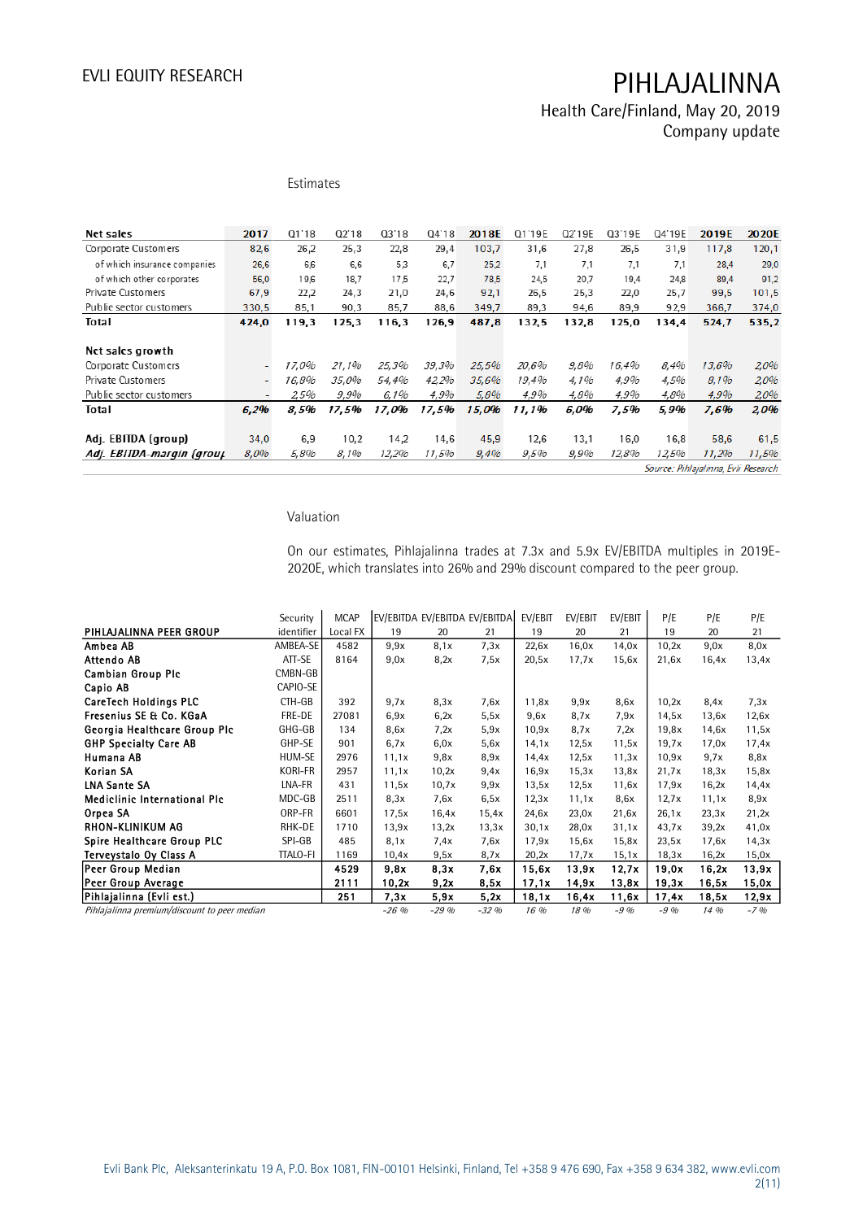## Estimates

| Net sales | 2017 | Q1'18 | Q2'18 | Q3'18 | Q4'18 | 2018E | Q1'19E | Q2'19E | Q3'19E | Q4'19E | 2019E | 2020E |
|---|---|---|---|---|---|---|---|---|---|---|---|---|
| Corporate Customers | 82,6 | 26,2 | 25,3 | 22,8 | 29,4 | 103,7 | 31,6 | 27,8 | 26,5 | 31,9 | 117,8 | 120,1 |
| of which insurance companies | 26,6 | 6,6 | 6,6 | 5,3 | 6,7 | 25,2 | 7,1 | 7,1 | 7,1 | 7,1 | 28,4 | 29,0 |
| of which other corporates | 56,0 | 19,6 | 18,7 | 17,5 | 22,7 | 78,5 | 24,5 | 20,7 | 19,4 | 24,8 | 89,4 | 91,2 |
| Private Customers | 67,9 | 22,2 | 24,3 | 21,0 | 24,6 | 92,1 | 26,5 | 25,3 | 22,0 | 25,7 | 99,5 | 101,5 |
| Public sector customers | 330,5 | 85,1 | 90,3 | 85,7 | 88,6 | 349,7 | 89,3 | 94,6 | 89,9 | 92,9 | 366,7 | 374,0 |
| **Total** | **424,0** | **119,3** | **125,3** | **116,3** | **126,9** | **487,8** | **132,5** | **132,8** | **125,0** | **134,4** | **524,7** | **535,2** |
| | | | | | | | | | | | | |
| **Net sales growth** | | | | | | | | | | | | |
| Corporate Customers | - | *17,0%* | *21,1%* | *25,3%* | *39,3%* | *25,5%* | *20,6%* | *9,8%* | *16,4%* | *8,4%* | *13,6%* | *2,0%* |
| Private Customers | - | *16,8%* | *35,0%* | *54,4%* | *42,2%* | *35,6%* | *19,4%* | *4,1%* | *4,9%* | *4,5%* | *8,1%* | *2,0%* |
| Public sector customers | - | *2,5%* | *9,9%* | *6,1%* | *4,9%* | *5,8%* | *4,9%* | *4,8%* | *4,9%* | *4,8%* | *4,9%* | *2,0%* |
| **Total** | ***6,2%*** | ***8,5%*** | ***17,5%*** | ***17,0%*** | ***17,5%*** | ***15,0%*** | ***11,1%*** | ***6,0%*** | ***7,5%*** | ***5,9%*** | ***7,6%*** | ***2,0%*** |
| | | | | | | | | | | | | |
| **Adj. EBITDA (group)** | 34,0 | 6,9 | 10,2 | 14,2 | 14,6 | 45,9 | 12,6 | 13,1 | 16,0 | 16,8 | 58,6 | 61,5 |
| ***Adj. EBITDA-margin (group)*** | *8,0%* | *5,8%* | *8,1%* | *12,2%* | *11,5%* | *9,4%* | *9,5%* | *9,9%* | *12,8%* | *12,5%* | *11,2%* | *11,5%* |

*Source: Pihlajalinna, Evli Research*

## Valuation

On our estimates, Pihlajalinna trades at 7.3x and 5.9x EV/EBITDA multiples in 2019E-2020E, which translates into 26% and 29% discount compared to the peer group.

| PIHLAJALINNA PEER GROUP | Security identifier | MCAP Local FX | EV/EBITDA 19 | EV/EBITDA 20 | EV/EBITDA 21 | EV/EBIT 19 | EV/EBIT 20 | EV/EBIT 21 | P/E 19 | P/E 20 | P/E 21 |
|---|---|---|---|---|---|---|---|---|---|---|---|
| **Ambea AB** | AMBEA-SE | 4582 | 9,9x | 8,1x | 7,3x | 22,6x | 16,0x | 14,0x | 10,2x | 9,0x | 8,0x |
| **Attendo AB** | ATT-SE | 8164 | 9,0x | 8,2x | 7,5x | 20,5x | 17,7x | 15,6x | 21,6x | 16,4x | 13,4x |
| **Cambian Group Plc** | CMBN-GB | | | | | | | | | | |
| **Capio AB** | CAPIO-SE | | | | | | | | | | |
| **CareTech Holdings PLC** | CTH-GB | 392 | 9,7x | 8,3x | 7,6x | 11,8x | 9,9x | 8,6x | 10,2x | 8,4x | 7,3x |
| **Fresenius SE & Co. KGaA** | FRE-DE | 27081 | 6,9x | 6,2x | 5,5x | 9,6x | 8,7x | 7,9x | 14,5x | 13,6x | 12,6x |
| **Georgia Healthcare Group Plc** | GHG-GB | 134 | 8,6x | 7,2x | 5,9x | 10,9x | 8,7x | 7,2x | 19,8x | 14,6x | 11,5x |
| **GHP Specialty Care AB** | GHP-SE | 901 | 6,7x | 6,0x | 5,6x | 14,1x | 12,5x | 11,5x | 19,7x | 17,0x | 17,4x |
| **Humana AB** | HUM-SE | 2976 | 11,1x | 9,8x | 8,9x | 14,4x | 12,5x | 11,3x | 10,9x | 9,7x | 8,8x |
| **Korian SA** | KORI-FR | 2957 | 11,1x | 10,2x | 9,4x | 16,9x | 15,3x | 13,8x | 21,7x | 18,3x | 15,8x |
| **LNA Sante SA** | LNA-FR | 431 | 11,5x | 10,7x | 9,9x | 13,5x | 12,5x | 11,6x | 17,9x | 16,2x | 14,4x |
| **Mediclinic International Plc** | MDC-GB | 2511 | 8,3x | 7,6x | 6,5x | 12,3x | 11,1x | 8,6x | 12,7x | 11,1x | 8,9x |
| **Orpea SA** | ORP-FR | 6601 | 17,5x | 16,4x | 15,4x | 24,6x | 23,0x | 21,6x | 26,1x | 23,3x | 21,2x |
| **RHON-KLINIKUM AG** | RHK-DE | 1710 | 13,9x | 13,2x | 13,3x | 30,1x | 28,0x | 31,1x | 43,7x | 39,2x | 41,0x |
| **Spire Healthcare Group PLC** | SPI-GB | 485 | 8,1x | 7,4x | 7,6x | 17,9x | 15,6x | 15,8x | 23,5x | 17,6x | 14,3x |
| **Terveystalo Oy Class A** | TTALO-FI | 1169 | 10,4x | 9,5x | 8,7x | 20,2x | 17,7x | 15,1x | 18,3x | 16,2x | 15,0x |
| **Peer Group Median** | | **4529** | **9,8x** | **8,3x** | **7,6x** | **15,6x** | **13,9x** | **12,7x** | **19,0x** | **16,2x** | **13,9x** |
| **Peer Group Average** | | **2111** | **10,2x** | **9,2x** | **8,5x** | **17,1x** | **14,9x** | **13,8x** | **19,3x** | **16,5x** | **15,0x** |
| **Pihlajalinna (Evli est.)** | | **251** | **7,3x** | **5,9x** | **5,2x** | **18,1x** | **16,4x** | **11,6x** | **17,4x** | **18,5x** | **12,9x** |
| *Pihlajalinna premium/discount to peer median* | | | *-26 %* | *-29 %* | *-32 %* | *16 %* | *18 %* | *-9 %* | *-9 %* | *14 %* | *-7 %* |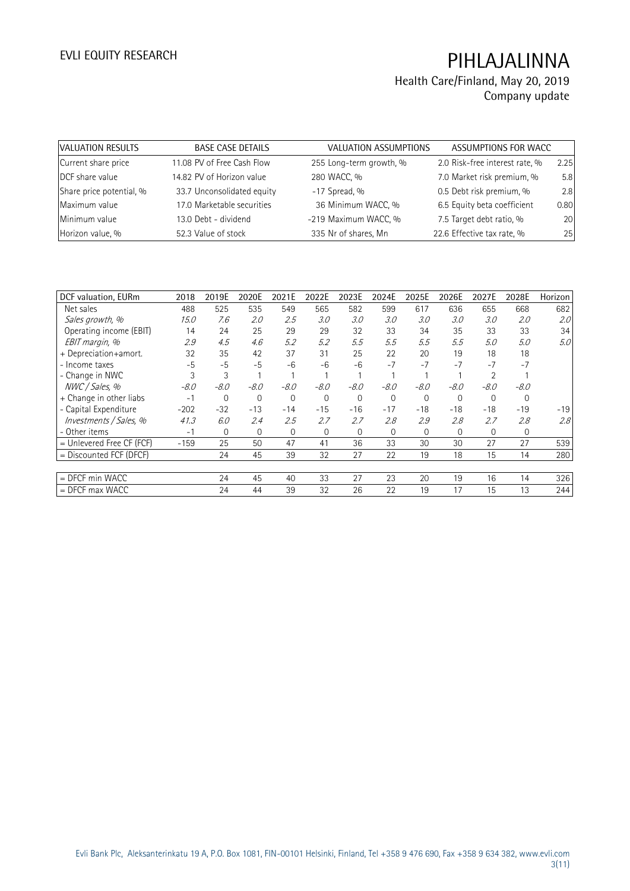| VALUATION RESULTS | | BASE CASE DETAILS | | VALUATION ASSUMPTIONS | | ASSUMPTIONS FOR WACC | |
|---|---|---|---|---|---|---|---|
| Current share price | 11.08 | PV of Free Cash Flow | 255 | Long-term growth, % | 2.0 | Risk-free interest rate, % | 2.25 |
| DCF share value | 14.82 | PV of Horizon value | 280 | WACC, % | 7.0 | Market risk premium, % | 5.8 |
| Share price potential, % | 33.7 | Unconsolidated equity | -17 | Spread, % | 0.5 | Debt risk premium, % | 2.8 |
| Maximum value | 17.0 | Marketable securities | 36 | Minimum WACC, % | 6.5 | Equity beta coefficient | 0.80 |
| Minimum value | 13.0 | Debt - dividend | -219 | Maximum WACC, % | 7.5 | Target debt ratio, % | 20 |
| Horizon value, % | 52.3 | Value of stock | 335 | Nr of shares, Mn | 22.6 | Effective tax rate, % | 25 |

| DCF valuation, EURm | 2018 | 2019E | 2020E | 2021E | 2022E | 2023E | 2024E | 2025E | 2026E | 2027E | 2028E | Horizon |
|---|---|---|---|---|---|---|---|---|---|---|---|---|
| Net sales | 488 | 525 | 535 | 549 | 565 | 582 | 599 | 617 | 636 | 655 | 668 | 682 |
| *Sales growth, %* | *15.0* | *7.6* | *2.0* | *2.5* | *3.0* | *3.0* | *3.0* | *3.0* | *3.0* | *3.0* | *2.0* | *2.0* |
| Operating income (EBIT) | 14 | 24 | 25 | 29 | 29 | 32 | 33 | 34 | 35 | 33 | 33 | 34 |
| *EBIT margin, %* | *2.9* | *4.5* | *4.6* | *5.2* | *5.2* | *5.5* | *5.5* | *5.5* | *5.5* | *5.0* | *5.0* | *5.0* |
| + Depreciation+amort. | 32 | 35 | 42 | 37 | 31 | 25 | 22 | 20 | 19 | 18 | 18 | |
| - Income taxes | -5 | -5 | -5 | -6 | -6 | -6 | -7 | -7 | -7 | -7 | -7 | |
| - Change in NWC | 3 | 3 | 1 | 1 | 1 | 1 | 1 | 1 | 1 | 2 | 1 | |
| *NWC / Sales, %* | *-8.0* | *-8.0* | *-8.0* | *-8.0* | *-8.0* | *-8.0* | *-8.0* | *-8.0* | *-8.0* | *-8.0* | *-8.0* | |
| + Change in other liabs | -1 | 0 | 0 | 0 | 0 | 0 | 0 | 0 | 0 | 0 | 0 | |
| - Capital Expenditure | -202 | -32 | -13 | -14 | -15 | -16 | -17 | -18 | -18 | -18 | -19 | -19 |
| *Investments / Sales, %* | *41.3* | *6.0* | *2.4* | *2.5* | *2.7* | *2.7* | *2.8* | *2.9* | *2.8* | *2.7* | *2.8* | *2.8* |
| - Other items | -1 | 0 | 0 | 0 | 0 | 0 | 0 | 0 | 0 | 0 | 0 | |
| = Unlevered Free CF (FCF) | -159 | 25 | 50 | 47 | 41 | 36 | 33 | 30 | 30 | 27 | 27 | 539 |
| = Discounted FCF (DFCF) | | 24 | 45 | 39 | 32 | 27 | 22 | 19 | 18 | 15 | 14 | 280 |
| | | | | | | | | | | | | |
| = DFCF min WACC | | 24 | 45 | 40 | 33 | 27 | 23 | 20 | 19 | 16 | 14 | 326 |
| = DFCF max WACC | | 24 | 44 | 39 | 32 | 26 | 22 | 19 | 17 | 15 | 13 | 244 |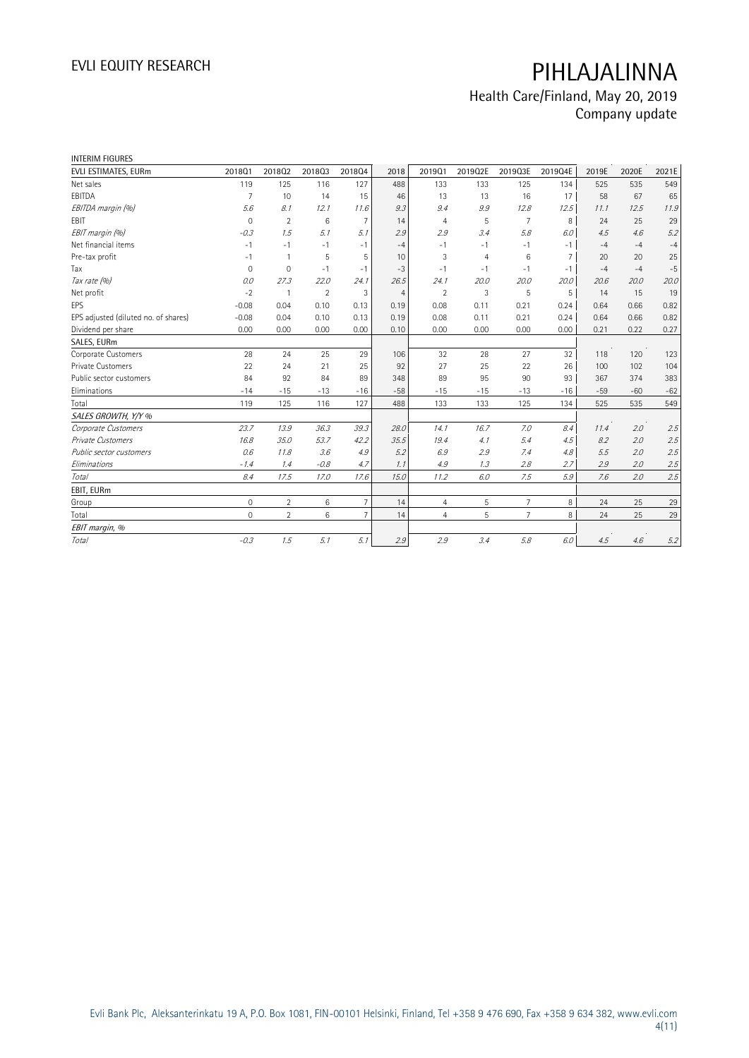# PIHLAJALINNA

Health Care/Finland, May 20, 2019
Company update

INTERIM FIGURES

| EVLI ESTIMATES, EURm | 2018Q1 | 2018Q2 | 2018Q3 | 2018Q4 | 2018 | 2019Q1 | 2019Q2E | 2019Q3E | 2019Q4E | 2019E | 2020E | 2021E |
|---|---|---|---|---|---|---|---|---|---|---|---|---|
| Net sales | 119 | 125 | 116 | 127 | 488 | 133 | 133 | 125 | 134 | 525 | 535 | 549 |
| EBITDA | 7 | 10 | 14 | 15 | 46 | 13 | 13 | 16 | 17 | 58 | 67 | 65 |
| *EBITDA margin (%)* | *5.6* | *8.1* | *12.1* | *11.6* | *9.3* | *9.4* | *9.9* | *12.8* | *12.5* | *11.1* | *12.5* | *11.9* |
| EBIT | 0 | 2 | 6 | 7 | 14 | 4 | 5 | 7 | 8 | 24 | 25 | 29 |
| *EBIT margin (%)* | *-0.3* | *1.5* | *5.1* | *5.1* | *2.9* | *2.9* | *3.4* | *5.8* | *6.0* | *4.5* | *4.6* | *5.2* |
| Net financial items | -1 | -1 | -1 | -1 | -4 | -1 | -1 | -1 | -1 | -4 | -4 | -4 |
| Pre-tax profit | -1 | 1 | 5 | 5 | 10 | 3 | 4 | 6 | 7 | 20 | 20 | 25 |
| Tax | 0 | 0 | -1 | -1 | -3 | -1 | -1 | -1 | -1 | -4 | -4 | -5 |
| *Tax rate (%)* | *0.0* | *27.3* | *22.0* | *24.1* | *26.5* | *24.1* | *20.0* | *20.0* | *20.0* | *20.6* | *20.0* | *20.0* |
| Net profit | -2 | 1 | 2 | 3 | 4 | 2 | 3 | 5 | 5 | 14 | 15 | 19 |
| EPS | -0.08 | 0.04 | 0.10 | 0.13 | 0.19 | 0.08 | 0.11 | 0.21 | 0.24 | 0.64 | 0.66 | 0.82 |
| EPS adjusted (diluted no. of shares) | -0.08 | 0.04 | 0.10 | 0.13 | 0.19 | 0.08 | 0.11 | 0.21 | 0.24 | 0.64 | 0.66 | 0.82 |
| Dividend per share | 0.00 | 0.00 | 0.00 | 0.00 | 0.10 | 0.00 | 0.00 | 0.00 | 0.00 | 0.21 | 0.22 | 0.27 |
| SALES, EURm | | | | | | | | | | | | |
| Corporate Customers | 28 | 24 | 25 | 29 | 106 | 32 | 28 | 27 | 32 | 118 | 120 | 123 |
| Private Customers | 22 | 24 | 21 | 25 | 92 | 27 | 25 | 22 | 26 | 100 | 102 | 104 |
| Public sector customers | 84 | 92 | 84 | 89 | 348 | 89 | 95 | 90 | 93 | 367 | 374 | 383 |
| Eliminations | -14 | -15 | -13 | -16 | -58 | -15 | -15 | -13 | -16 | -59 | -60 | -62 |
| Total | 119 | 125 | 116 | 127 | 488 | 133 | 133 | 125 | 134 | 525 | 535 | 549 |
| *SALES GROWTH, Y/Y %* | | | | | | | | | | | | |
| *Corporate Customers* | *23.7* | *13.9* | *36.3* | *39.3* | *28.0* | *14.1* | *16.7* | *7.0* | *8.4* | *11.4* | *2.0* | *2.5* |
| *Private Customers* | *16.8* | *35.0* | *53.7* | *42.2* | *35.5* | *19.4* | *4.1* | *5.4* | *4.5* | *8.2* | *2.0* | *2.5* |
| *Public sector customers* | *0.6* | *11.8* | *3.6* | *4.9* | *5.2* | *6.9* | *2.9* | *7.4* | *4.8* | *5.5* | *2.0* | *2.5* |
| *Eliminations* | *-1.4* | *1.4* | *-0.8* | *4.7* | *1.1* | *4.9* | *1.3* | *2.8* | *2.7* | *2.9* | *2.0* | *2.5* |
| *Total* | *8.4* | *17.5* | *17.0* | *17.6* | *15.0* | *11.2* | *6.0* | *7.5* | *5.9* | *7.6* | *2.0* | *2.5* |
| EBIT, EURm | | | | | | | | | | | | |
| Group | 0 | 2 | 6 | 7 | 14 | 4 | 5 | 7 | 8 | 24 | 25 | 29 |
| Total | 0 | 2 | 6 | 7 | 14 | 4 | 5 | 7 | 8 | 24 | 25 | 29 |
| *EBIT margin, %* | | | | | | | | | | | | |
| *Total* | *-0.3* | *1.5* | *5.1* | *5.1* | *2.9* | *2.9* | *3.4* | *5.8* | *6.0* | *4.5* | *4.6* | *5.2* |

Evli Bank Plc, Aleksanterinkatu 19 A, P.O. Box 1081, FIN-00101 Helsinki, Finland, Tel +358 9 476 690, Fax +358 9 634 382, www.evli.com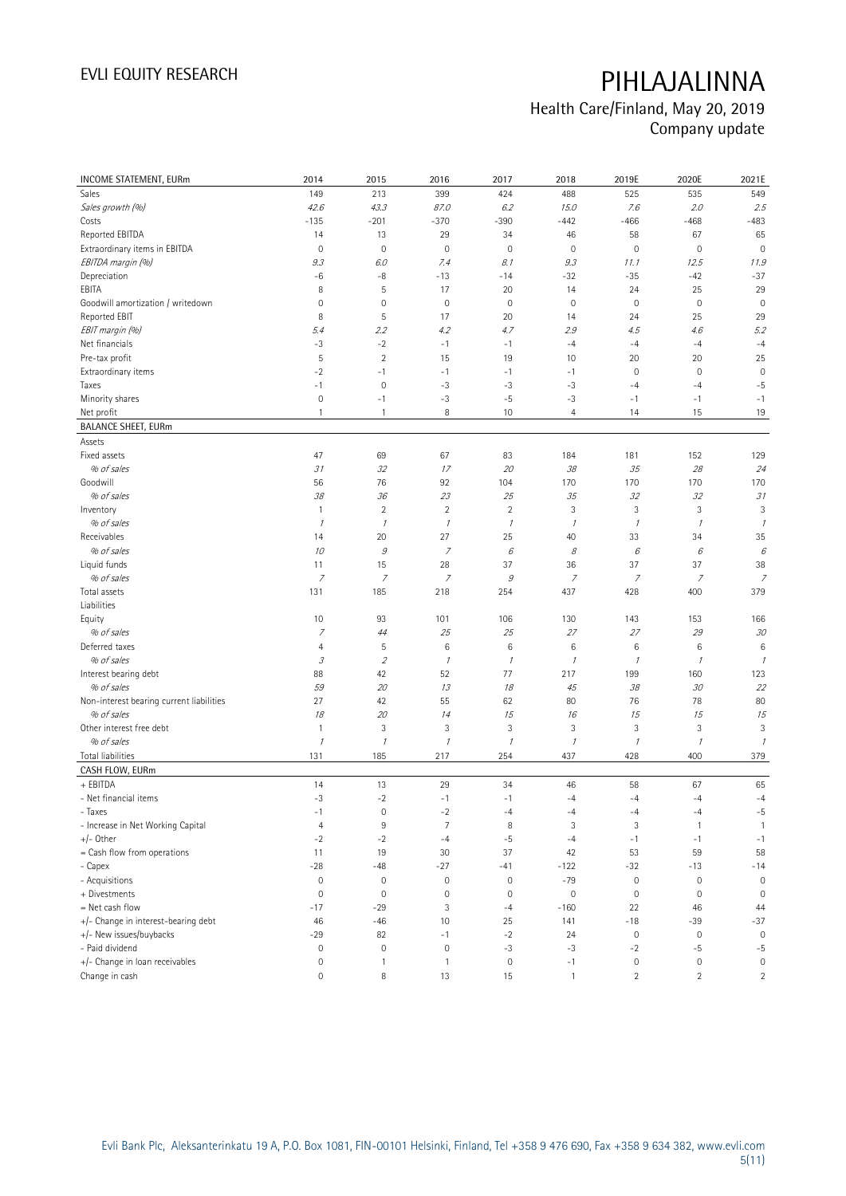| INCOME STATEMENT, EURm | 2014 | 2015 | 2016 | 2017 | 2018 | 2019E | 2020E | 2021E |
|---|---|---|---|---|---|---|---|---|
| Sales | 149 | 213 | 399 | 424 | 488 | 525 | 535 | 549 |
| *Sales growth (%)* | *42.6* | *43.3* | *87.0* | *6.2* | *15.0* | *7.6* | *2.0* | *2.5* |
| Costs | -135 | -201 | -370 | -390 | -442 | -466 | -468 | -483 |
| Reported EBITDA | 14 | 13 | 29 | 34 | 46 | 58 | 67 | 65 |
| Extraordinary items in EBITDA | 0 | 0 | 0 | 0 | 0 | 0 | 0 | 0 |
| *EBITDA margin (%)* | *9.3* | *6.0* | *7.4* | *8.1* | *9.3* | *11.1* | *12.5* | *11.9* |
| Depreciation | -6 | -8 | -13 | -14 | -32 | -35 | -42 | -37 |
| EBITA | 8 | 5 | 17 | 20 | 14 | 24 | 25 | 29 |
| Goodwill amortization / writedown | 0 | 0 | 0 | 0 | 0 | 0 | 0 | 0 |
| Reported EBIT | 8 | 5 | 17 | 20 | 14 | 24 | 25 | 29 |
| *EBIT margin (%)* | *5.4* | *2.2* | *4.2* | *4.7* | *2.9* | *4.5* | *4.6* | *5.2* |
| Net financials | -3 | -2 | -1 | -1 | -4 | -4 | -4 | -4 |
| Pre-tax profit | 5 | 2 | 15 | 19 | 10 | 20 | 20 | 25 |
| Extraordinary items | -2 | -1 | -1 | -1 | -1 | 0 | 0 | 0 |
| Taxes | -1 | 0 | -3 | -3 | -3 | -4 | -4 | -5 |
| Minority shares | 0 | -1 | -3 | -5 | -3 | -1 | -1 | -1 |
| Net profit | 1 | 1 | 8 | 10 | 4 | 14 | 15 | 19 |
| **BALANCE SHEET, EURm** | | | | | | | | |
| Assets | | | | | | | | |
| Fixed assets | 47 | 69 | 67 | 83 | 184 | 181 | 152 | 129 |
| *% of sales* | *31* | *32* | *17* | *20* | *38* | *35* | *28* | *24* |
| Goodwill | 56 | 76 | 92 | 104 | 170 | 170 | 170 | 170 |
| *% of sales* | *38* | *36* | *23* | *25* | *35* | *32* | *32* | *31* |
| Inventory | 1 | 2 | 2 | 2 | 3 | 3 | 3 | 3 |
| *% of sales* | *1* | *1* | *1* | *1* | *1* | *1* | *1* | *1* |
| Receivables | 14 | 20 | 27 | 25 | 40 | 33 | 34 | 35 |
| *% of sales* | *10* | *9* | *7* | *6* | *8* | *6* | *6* | *6* |
| Liquid funds | 11 | 15 | 28 | 37 | 36 | 37 | 37 | 38 |
| *% of sales* | *7* | *7* | *7* | *9* | *7* | *7* | *7* | *7* |
| Total assets | 131 | 185 | 218 | 254 | 437 | 428 | 400 | 379 |
| Liabilities | | | | | | | | |
| Equity | 10 | 93 | 101 | 106 | 130 | 143 | 153 | 166 |
| *% of sales* | *7* | *44* | *25* | *25* | *27* | *27* | *29* | *30* |
| Deferred taxes | 4 | 5 | 6 | 6 | 6 | 6 | 6 | 6 |
| *% of sales* | *3* | *2* | *1* | *1* | *1* | *1* | *1* | *1* |
| Interest bearing debt | 88 | 42 | 52 | 77 | 217 | 199 | 160 | 123 |
| *% of sales* | *59* | *20* | *13* | *18* | *45* | *38* | *30* | *22* |
| Non-interest bearing current liabilities | 27 | 42 | 55 | 62 | 80 | 76 | 78 | 80 |
| *% of sales* | *18* | *20* | *14* | *15* | *16* | *15* | *15* | *15* |
| Other interest free debt | 1 | 3 | 3 | 3 | 3 | 3 | 3 | 3 |
| *% of sales* | *1* | *1* | *1* | *1* | *1* | *1* | *1* | *1* |
| Total liabilities | 131 | 185 | 217 | 254 | 437 | 428 | 400 | 379 |
| **CASH FLOW, EURm** | | | | | | | | |
| + EBITDA | 14 | 13 | 29 | 34 | 46 | 58 | 67 | 65 |
| - Net financial items | -3 | -2 | -1 | -1 | -4 | -4 | -4 | -4 |
| - Taxes | -1 | 0 | -2 | -4 | -4 | -4 | -4 | -5 |
| - Increase in Net Working Capital | 4 | 9 | 7 | 8 | 3 | 3 | 1 | 1 |
| +/- Other | -2 | -2 | -4 | -5 | -4 | -1 | -1 | -1 |
| = Cash flow from operations | 11 | 19 | 30 | 37 | 42 | 53 | 59 | 58 |
| - Capex | -28 | -48 | -27 | -41 | -122 | -32 | -13 | -14 |
| - Acquisitions | 0 | 0 | 0 | 0 | -79 | 0 | 0 | 0 |
| + Divestments | 0 | 0 | 0 | 0 | 0 | 0 | 0 | 0 |
| = Net cash flow | -17 | -29 | 3 | -4 | -160 | 22 | 46 | 44 |
| +/- Change in interest-bearing debt | 46 | -46 | 10 | 25 | 141 | -18 | -39 | -37 |
| +/- New issues/buybacks | -29 | 82 | -1 | -2 | 24 | 0 | 0 | 0 |
| - Paid dividend | 0 | 0 | 0 | -3 | -3 | -2 | -5 | -5 |
| +/- Change in loan receivables | 0 | 1 | 1 | 0 | -1 | 0 | 0 | 0 |
| Change in cash | 0 | 8 | 13 | 15 | 1 | 2 | 2 | 2 |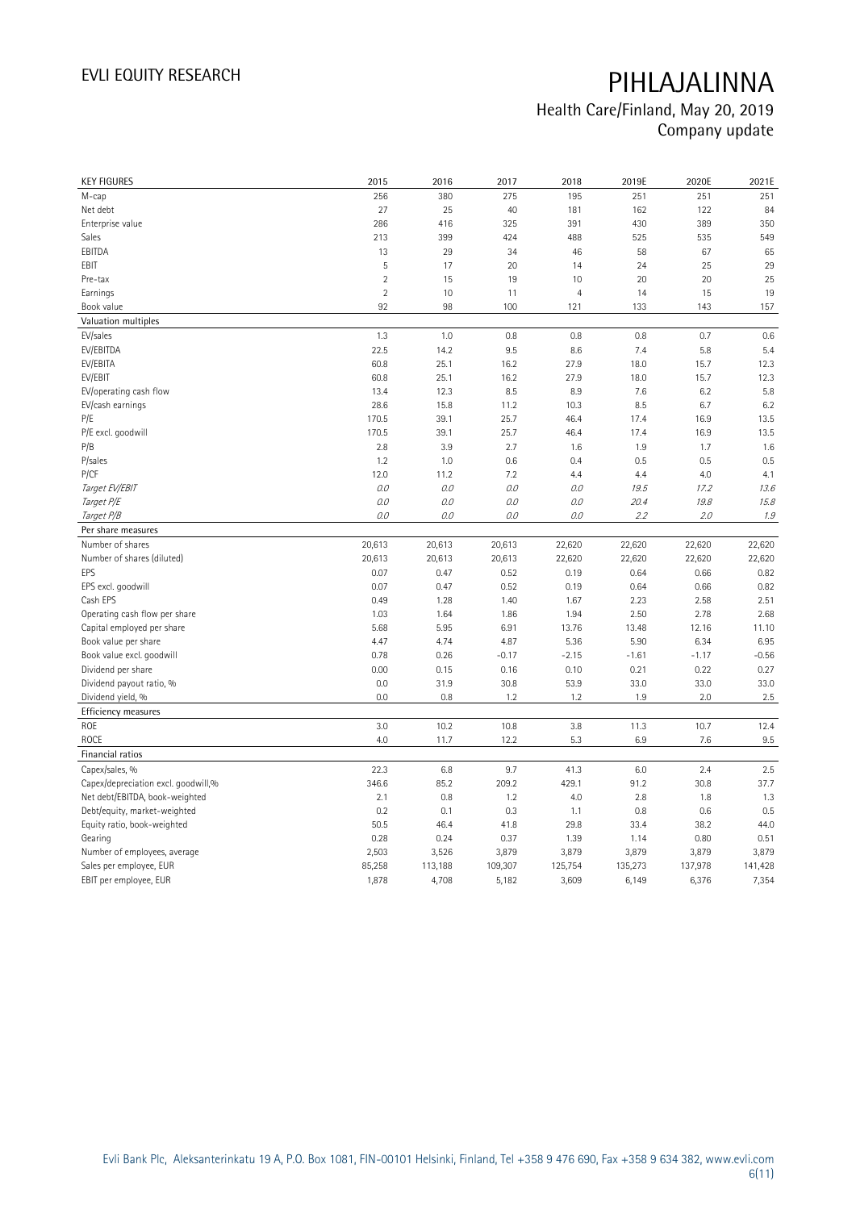# PIHLAJALINNA

Health Care/Finland, May 20, 2019
Company update

| KEY FIGURES | 2015 | 2016 | 2017 | 2018 | 2019E | 2020E | 2021E |
|---|---|---|---|---|---|---|---|
| M-cap | 256 | 380 | 275 | 195 | 251 | 251 | 251 |
| Net debt | 27 | 25 | 40 | 181 | 162 | 122 | 84 |
| Enterprise value | 286 | 416 | 325 | 391 | 430 | 389 | 350 |
| Sales | 213 | 399 | 424 | 488 | 525 | 535 | 549 |
| EBITDA | 13 | 29 | 34 | 46 | 58 | 67 | 65 |
| EBIT | 5 | 17 | 20 | 14 | 24 | 25 | 29 |
| Pre-tax | 2 | 15 | 19 | 10 | 20 | 20 | 25 |
| Earnings | 2 | 10 | 11 | 4 | 14 | 15 | 19 |
| Book value | 92 | 98 | 100 | 121 | 133 | 143 | 157 |
| **Valuation multiples** | | | | | | | |
| EV/sales | 1.3 | 1.0 | 0.8 | 0.8 | 0.8 | 0.7 | 0.6 |
| EV/EBITDA | 22.5 | 14.2 | 9.5 | 8.6 | 7.4 | 5.8 | 5.4 |
| EV/EBITA | 60.8 | 25.1 | 16.2 | 27.9 | 18.0 | 15.7 | 12.3 |
| EV/EBIT | 60.8 | 25.1 | 16.2 | 27.9 | 18.0 | 15.7 | 12.3 |
| EV/operating cash flow | 13.4 | 12.3 | 8.5 | 8.9 | 7.6 | 6.2 | 5.8 |
| EV/cash earnings | 28.6 | 15.8 | 11.2 | 10.3 | 8.5 | 6.7 | 6.2 |
| P/E | 170.5 | 39.1 | 25.7 | 46.4 | 17.4 | 16.9 | 13.5 |
| P/E excl. goodwill | 170.5 | 39.1 | 25.7 | 46.4 | 17.4 | 16.9 | 13.5 |
| P/B | 2.8 | 3.9 | 2.7 | 1.6 | 1.9 | 1.7 | 1.6 |
| P/sales | 1.2 | 1.0 | 0.6 | 0.4 | 0.5 | 0.5 | 0.5 |
| P/CF | 12.0 | 11.2 | 7.2 | 4.4 | 4.4 | 4.0 | 4.1 |
| *Target EV/EBIT* | *0.0* | *0.0* | *0.0* | *0.0* | *19.5* | *17.2* | *13.6* |
| *Target P/E* | *0.0* | *0.0* | *0.0* | *0.0* | *20.4* | *19.8* | *15.8* |
| *Target P/B* | *0.0* | *0.0* | *0.0* | *0.0* | *2.2* | *2.0* | *1.9* |
| **Per share measures** | | | | | | | |
| Number of shares | 20,613 | 20,613 | 20,613 | 22,620 | 22,620 | 22,620 | 22,620 |
| Number of shares (diluted) | 20,613 | 20,613 | 20,613 | 22,620 | 22,620 | 22,620 | 22,620 |
| EPS | 0.07 | 0.47 | 0.52 | 0.19 | 0.64 | 0.66 | 0.82 |
| EPS excl. goodwill | 0.07 | 0.47 | 0.52 | 0.19 | 0.64 | 0.66 | 0.82 |
| Cash EPS | 0.49 | 1.28 | 1.40 | 1.67 | 2.23 | 2.58 | 2.51 |
| Operating cash flow per share | 1.03 | 1.64 | 1.86 | 1.94 | 2.50 | 2.78 | 2.68 |
| Capital employed per share | 5.68 | 5.95 | 6.91 | 13.76 | 13.48 | 12.16 | 11.10 |
| Book value per share | 4.47 | 4.74 | 4.87 | 5.36 | 5.90 | 6.34 | 6.95 |
| Book value excl. goodwill | 0.78 | 0.26 | -0.17 | -2.15 | -1.61 | -1.17 | -0.56 |
| Dividend per share | 0.00 | 0.15 | 0.16 | 0.10 | 0.21 | 0.22 | 0.27 |
| Dividend payout ratio, % | 0.0 | 31.9 | 30.8 | 53.9 | 33.0 | 33.0 | 33.0 |
| Dividend yield, % | 0.0 | 0.8 | 1.2 | 1.2 | 1.9 | 2.0 | 2.5 |
| **Efficiency measures** | | | | | | | |
| ROE | 3.0 | 10.2 | 10.8 | 3.8 | 11.3 | 10.7 | 12.4 |
| ROCE | 4.0 | 11.7 | 12.2 | 5.3 | 6.9 | 7.6 | 9.5 |
| **Financial ratios** | | | | | | | |
| Capex/sales, % | 22.3 | 6.8 | 9.7 | 41.3 | 6.0 | 2.4 | 2.5 |
| Capex/depreciation excl. goodwill,% | 346.6 | 85.2 | 209.2 | 429.1 | 91.2 | 30.8 | 37.7 |
| Net debt/EBITDA, book-weighted | 2.1 | 0.8 | 1.2 | 4.0 | 2.8 | 1.8 | 1.3 |
| Debt/equity, market-weighted | 0.2 | 0.1 | 0.3 | 1.1 | 0.8 | 0.6 | 0.5 |
| Equity ratio, book-weighted | 50.5 | 46.4 | 41.8 | 29.8 | 33.4 | 38.2 | 44.0 |
| Gearing | 0.28 | 0.24 | 0.37 | 1.39 | 1.14 | 0.80 | 0.51 |
| Number of employees, average | 2,503 | 3,526 | 3,879 | 3,879 | 3,879 | 3,879 | 3,879 |
| Sales per employee, EUR | 85,258 | 113,188 | 109,307 | 125,754 | 135,273 | 137,978 | 141,428 |
| EBIT per employee, EUR | 1,878 | 4,708 | 5,182 | 3,609 | 6,149 | 6,376 | 7,354 |

Evli Bank Plc, Aleksanterinkatu 19 A, P.O. Box 1081, FIN-00101 Helsinki, Finland, Tel +358 9 476 690, Fax +358 9 634 382, www.evli.com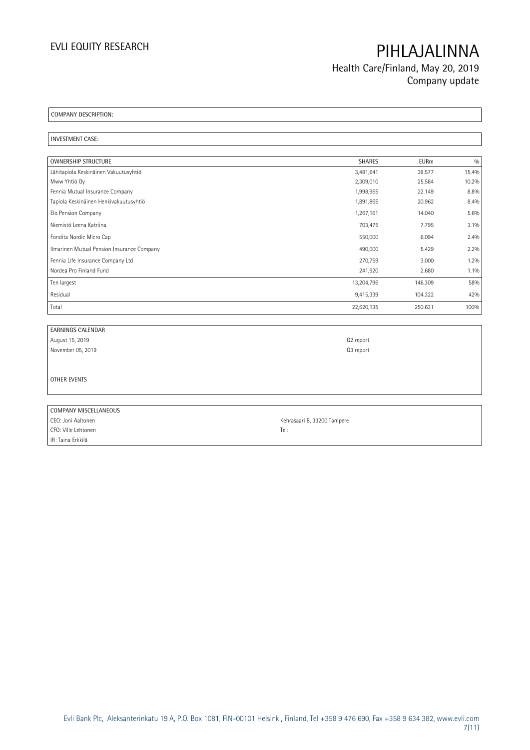COMPANY DESCRIPTION:

INVESTMENT CASE:

| OWNERSHIP STRUCTURE | SHARES | EURm | % |
|---|---|---|---|
| Lähitapiola Keskinäinen Vakuutusyhtiö | 3,481,641 | 38.577 | 15.4% |
| Mww Yhtiö Oy | 2,309,010 | 25.584 | 10.2% |
| Fennia Mutual Insurance Company | 1,998,965 | 22.149 | 8.8% |
| Tapiola Keskinäinen Henkivakuutusyhtiö | 1,891,865 | 20.962 | 8.4% |
| Elo Pension Company | 1,267,161 | 14.040 | 5.6% |
| Niemistö Leena Katriina | 703,475 | 7.795 | 3.1% |
| Fondita Nordic Micro Cap | 550,000 | 6.094 | 2.4% |
| Ilmarinen Mutual Pension Insurance Company | 490,000 | 5.429 | 2.2% |
| Fennia Life Insurance Company Ltd | 270,759 | 3.000 | 1.2% |
| Nordea Pro Finland Fund | 241,920 | 2.680 | 1.1% |
| Ten largest | 13,204,796 | 146.309 | 58% |
| Residual | 9,415,339 | 104.322 | 42% |
| Total | 22,620,135 | 250.631 | 100% |

| EARNINGS CALENDAR | |
|---|---|
| August 15, 2019 | Q2 report |
| November 05, 2019 | Q3 report |

OTHER EVENTS

| COMPANY MISCELLANEOUS | |
|---|---|
| CEO: Joni Aaltonen | Kehräsaari B, 33200 Tampere |
| CFO: Ville Lehtonen | Tel: |
| IR: Taina Erkkilä | |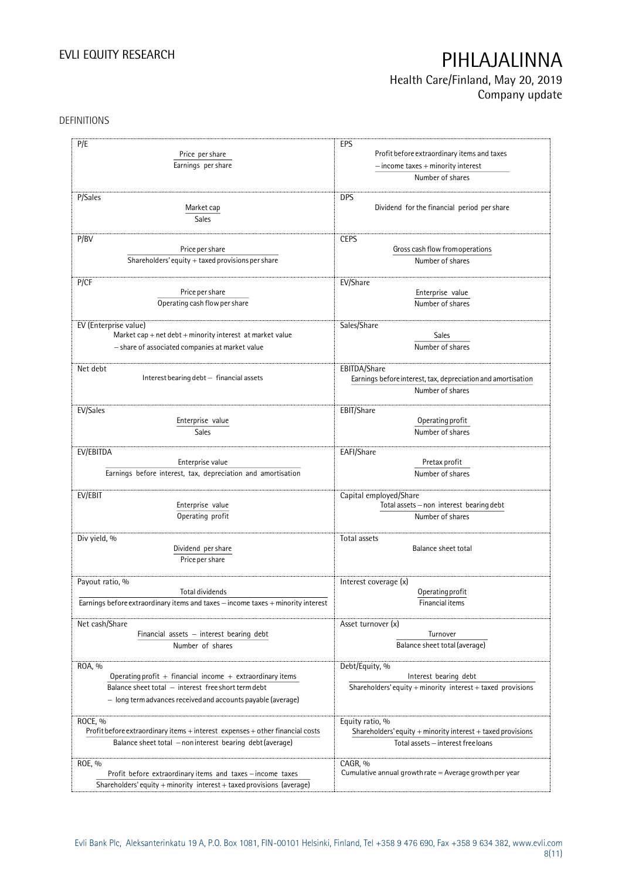## DEFINITIONS

| | |
|---|---|
| **P/E**<br>$$\frac{\text{Price per share}}{\text{Earnings per share}}$$ | **EPS**<br>$$\frac{\text{Profit before extraordinary items and taxes} - \text{income taxes} + \text{minority interest}}{\text{Number of shares}}$$ |
| **P/Sales**<br>$$\frac{\text{Market cap}}{\text{Sales}}$$ | **DPS**<br>Dividend for the financial period per share |
| **P/BV**<br>$$\frac{\text{Price per share}}{\text{Shareholders' equity} + \text{taxed provisions per share}}$$ | **CEPS**<br>$$\frac{\text{Gross cash flow from operations}}{\text{Number of shares}}$$ |
| **P/CF**<br>$$\frac{\text{Price per share}}{\text{Operating cash flow per share}}$$ | **EV/Share**<br>$$\frac{\text{Enterprise value}}{\text{Number of shares}}$$ |
| **EV (Enterprise value)**<br>Market cap + net debt + minority interest at market value − share of associated companies at market value | **Sales/Share**<br>$$\frac{\text{Sales}}{\text{Number of shares}}$$ |
| **Net debt**<br>Interest bearing debt − financial assets | **EBITDA/Share**<br>$$\frac{\text{Earnings before interest, tax, depreciation and amortisation}}{\text{Number of shares}}$$ |
| **EV/Sales**<br>$$\frac{\text{Enterprise value}}{\text{Sales}}$$ | **EBIT/Share**<br>$$\frac{\text{Operating profit}}{\text{Number of shares}}$$ |
| **EV/EBITDA**<br>$$\frac{\text{Enterprise value}}{\text{Earnings before interest, tax, depreciation and amortisation}}$$ | **EAFI/Share**<br>$$\frac{\text{Pretax profit}}{\text{Number of shares}}$$ |
| **EV/EBIT**<br>$$\frac{\text{Enterprise value}}{\text{Operating profit}}$$ | **Capital employed/Share**<br>$$\frac{\text{Total assets} - \text{non interest bearing debt}}{\text{Number of shares}}$$ |
| **Div yield, %**<br>$$\frac{\text{Dividend per share}}{\text{Price per share}}$$ | **Total assets**<br>Balance sheet total |
| **Payout ratio, %**<br>$$\frac{\text{Total dividends}}{\text{Earnings before extraordinary items and taxes} - \text{income taxes} + \text{minority interest}}$$ | **Interest coverage (x)**<br>$$\frac{\text{Operating profit}}{\text{Financial items}}$$ |
| **Net cash/Share**<br>$$\frac{\text{Financial assets} - \text{interest bearing debt}}{\text{Number of shares}}$$ | **Asset turnover (x)**<br>$$\frac{\text{Turnover}}{\text{Balance sheet total (average)}}$$ |
| **ROA, %**<br>$$\frac{\text{Operating profit} + \text{financial income} + \text{extraordinary items}}{\text{Balance sheet total} - \text{interest free short term debt} - \text{long term advances received and accounts payable (average)}}$$ | **Debt/Equity, %**<br>$$\frac{\text{Interest bearing debt}}{\text{Shareholders' equity} + \text{minority interest} + \text{taxed provisions}}$$ |
| **ROCE, %**<br>$$\frac{\text{Profit before extraordinary items} + \text{interest expenses} + \text{other financial costs}}{\text{Balance sheet total} - \text{non interest bearing debt (average)}}$$ | **Equity ratio, %**<br>$$\frac{\text{Shareholders' equity} + \text{minority interest} + \text{taxed provisions}}{\text{Total assets} - \text{interest free loans}}$$ |
| **ROE, %**<br>$$\frac{\text{Profit before extraordinary items and taxes} - \text{income taxes}}{\text{Shareholders' equity} + \text{minority interest} + \text{taxed provisions (average)}}$$ | **CAGR, %**<br>Cumulative annual growth rate = Average growth per year |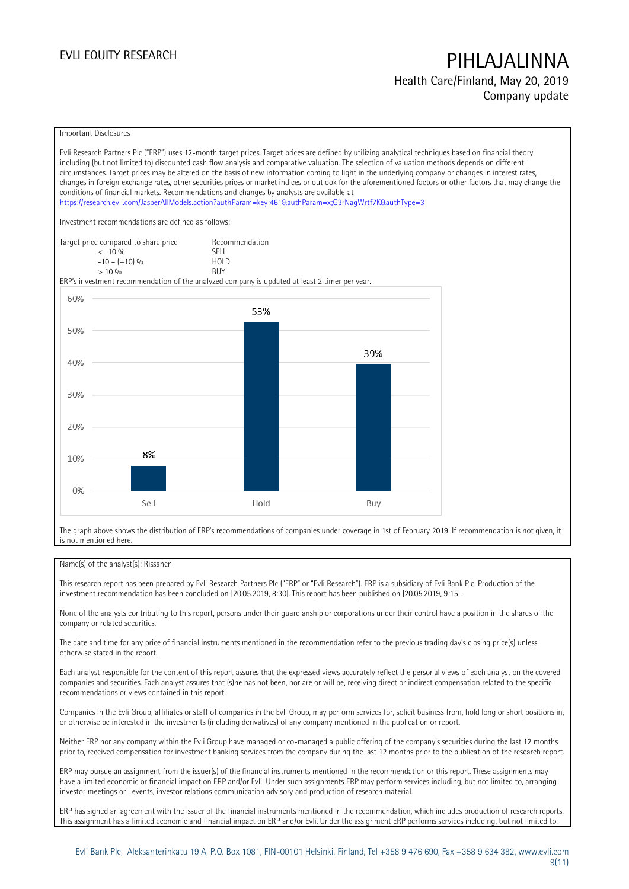Important Disclosures

Evli Research Partners Plc ("ERP") uses 12-month target prices. Target prices are defined by utilizing analytical techniques based on financial theory including (but not limited to) discounted cash flow analysis and comparative valuation. The selection of valuation methods depends on different circumstances. Target prices may be altered on the basis of new information coming to light in the underlying company or changes in interest rates, changes in foreign exchange rates, other securities prices or market indices or outlook for the aforementioned factors or other factors that may change the conditions of financial markets. Recommendations and changes by analysts are available at https://research.evli.com/JasperAllModels.action?authParam=key;461&authParam=x;G3rNagWrtf7K&authType=3

Investment recommendations are defined as follows:

| Target price compared to share price | Recommendation |
|---|---|
| < -10 % | SELL |
| -10 – (+10) % | HOLD |
| > 10 % | BUY |

ERP's investment recommendation of the analyzed company is updated at least 2 timer per year.

| | Sell | Hold | Buy |
|---|---|---|---|
| Share of recommendations | 8% | 53% | 39% |

The graph above shows the distribution of ERP's recommendations of companies under coverage in 1st of February 2019. If recommendation is not given, it is not mentioned here.

Name(s) of the analyst(s): Rissanen

This research report has been prepared by Evli Research Partners Plc ("ERP" or "Evli Research"). ERP is a subsidiary of Evli Bank Plc. Production of the investment recommendation has been concluded on [20.05.2019, 8:30]. This report has been published on [20.05.2019, 9:15].

None of the analysts contributing to this report, persons under their guardianship or corporations under their control have a position in the shares of the company or related securities.

The date and time for any price of financial instruments mentioned in the recommendation refer to the previous trading day's closing price(s) unless otherwise stated in the report.

Each analyst responsible for the content of this report assures that the expressed views accurately reflect the personal views of each analyst on the covered companies and securities. Each analyst assures that (s)he has not been, nor are or will be, receiving direct or indirect compensation related to the specific recommendations or views contained in this report.

Companies in the Evli Group, affiliates or staff of companies in the Evli Group, may perform services for, solicit business from, hold long or short positions in, or otherwise be interested in the investments (including derivatives) of any company mentioned in the publication or report.

Neither ERP nor any company within the Evli Group have managed or co-managed a public offering of the company's securities during the last 12 months prior to, received compensation for investment banking services from the company during the last 12 months prior to the publication of the research report.

ERP may pursue an assignment from the issuer(s) of the financial instruments mentioned in the recommendation or this report. These assignments may have a limited economic or financial impact on ERP and/or Evli. Under such assignments ERP may perform services including, but not limited to, arranging investor meetings or –events, investor relations communication advisory and production of research material.

ERP has signed an agreement with the issuer of the financial instruments mentioned in the recommendation, which includes production of research reports. This assignment has a limited economic and financial impact on ERP and/or Evli. Under the assignment ERP performs services including, but not limited to,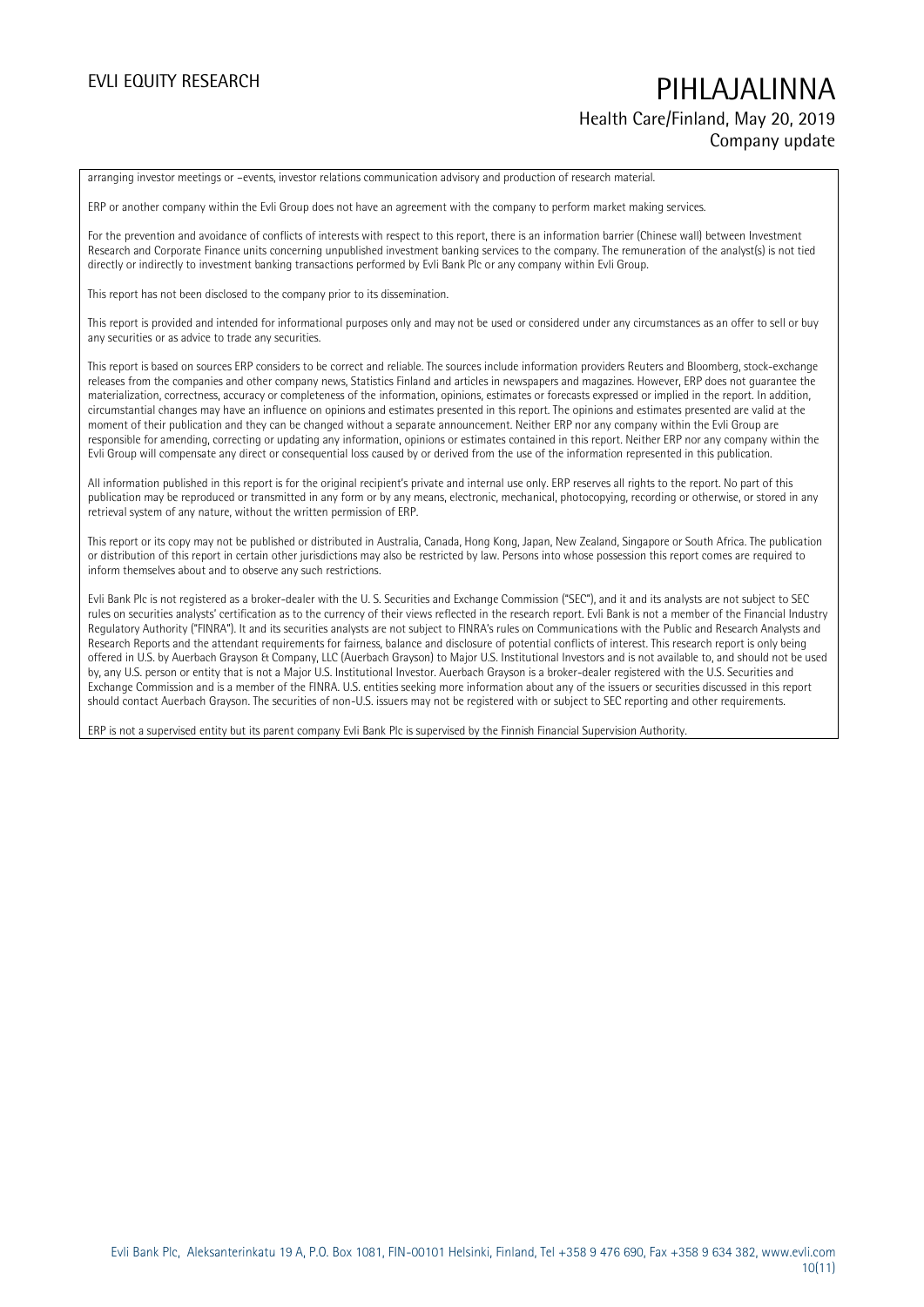arranging investor meetings or –events, investor relations communication advisory and production of research material.

ERP or another company within the Evli Group does not have an agreement with the company to perform market making services.

For the prevention and avoidance of conflicts of interests with respect to this report, there is an information barrier (Chinese wall) between Investment Research and Corporate Finance units concerning unpublished investment banking services to the company. The remuneration of the analyst(s) is not tied directly or indirectly to investment banking transactions performed by Evli Bank Plc or any company within Evli Group.

This report has not been disclosed to the company prior to its dissemination.

This report is provided and intended for informational purposes only and may not be used or considered under any circumstances as an offer to sell or buy any securities or as advice to trade any securities.

This report is based on sources ERP considers to be correct and reliable. The sources include information providers Reuters and Bloomberg, stock-exchange releases from the companies and other company news, Statistics Finland and articles in newspapers and magazines. However, ERP does not guarantee the materialization, correctness, accuracy or completeness of the information, opinions, estimates or forecasts expressed or implied in the report. In addition, circumstantial changes may have an influence on opinions and estimates presented in this report. The opinions and estimates presented are valid at the moment of their publication and they can be changed without a separate announcement. Neither ERP nor any company within the Evli Group are responsible for amending, correcting or updating any information, opinions or estimates contained in this report. Neither ERP nor any company within the Evli Group will compensate any direct or consequential loss caused by or derived from the use of the information represented in this publication.

All information published in this report is for the original recipient's private and internal use only. ERP reserves all rights to the report. No part of this publication may be reproduced or transmitted in any form or by any means, electronic, mechanical, photocopying, recording or otherwise, or stored in any retrieval system of any nature, without the written permission of ERP.

This report or its copy may not be published or distributed in Australia, Canada, Hong Kong, Japan, New Zealand, Singapore or South Africa. The publication or distribution of this report in certain other jurisdictions may also be restricted by law. Persons into whose possession this report comes are required to inform themselves about and to observe any such restrictions.

Evli Bank Plc is not registered as a broker-dealer with the U. S. Securities and Exchange Commission ("SEC"), and it and its analysts are not subject to SEC rules on securities analysts' certification as to the currency of their views reflected in the research report. Evli Bank is not a member of the Financial Industry Regulatory Authority ("FINRA"). It and its securities analysts are not subject to FINRA's rules on Communications with the Public and Research Analysts and Research Reports and the attendant requirements for fairness, balance and disclosure of potential conflicts of interest. This research report is only being offered in U.S. by Auerbach Grayson & Company, LLC (Auerbach Grayson) to Major U.S. Institutional Investors and is not available to, and should not be used by, any U.S. person or entity that is not a Major U.S. Institutional Investor. Auerbach Grayson is a broker-dealer registered with the U.S. Securities and Exchange Commission and is a member of the FINRA. U.S. entities seeking more information about any of the issuers or securities discussed in this report should contact Auerbach Grayson. The securities of non-U.S. issuers may not be registered with or subject to SEC reporting and other requirements.

ERP is not a supervised entity but its parent company Evli Bank Plc is supervised by the Finnish Financial Supervision Authority.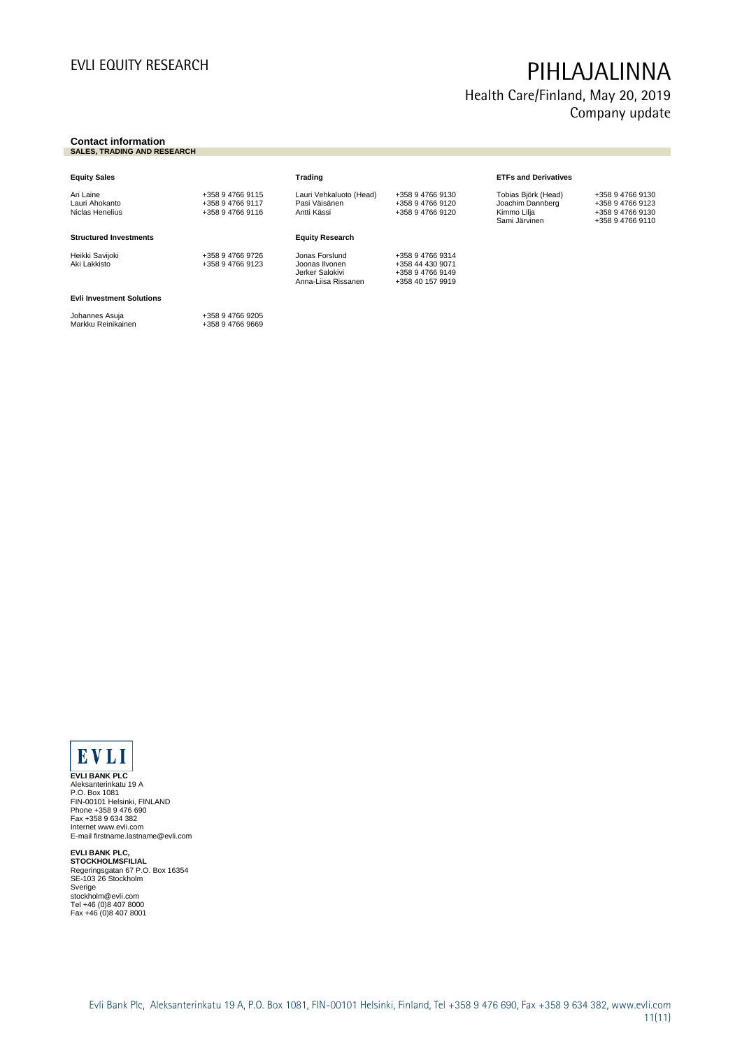## Contact information

**SALES, TRADING AND RESEARCH**

**Equity Sales**

| | |
|---|---|
| Ari Laine | +358 9 4766 9115 |
| Lauri Ahokanto | +358 9 4766 9117 |
| Niclas Henelius | +358 9 4766 9116 |

**Structured Investments**

| | |
|---|---|
| Heikki Savijoki | +358 9 4766 9726 |
| Aki Lakkisto | +358 9 4766 9123 |

**Evli Investment Solutions**

| | |
|---|---|
| Johannes Asuja | +358 9 4766 9205 |
| Markku Reinikainen | +358 9 4766 9669 |

**Trading**

| | |
|---|---|
| Lauri Vehkaluoto (Head) | +358 9 4766 9130 |
| Pasi Väisänen | +358 9 4766 9120 |
| Antti Kässi | +358 9 4766 9120 |

**Equity Research**

| | |
|---|---|
| Jonas Forslund | +358 9 4766 9314 |
| Joonas Ilvonen | +358 44 430 9071 |
| Jerker Salokivi | +358 9 4766 9149 |
| Anna-Liisa Rissanen | +358 40 157 9919 |

**ETFs and Derivatives**

| | |
|---|---|
| Tobias Björk (Head) | +358 9 4766 9130 |
| Joachim Dannberg | +358 9 4766 9123 |
| Kimmo Lilja | +358 9 4766 9130 |
| Sami Järvinen | +358 9 4766 9110 |

**EVLI BANK PLC**
Aleksanterinkatu 19 A
P.O. Box 1081
FIN-00101 Helsinki, FINLAND
Phone +358 9 476 690
Fax +358 9 634 382
Internet www.evli.com
E-mail firstname.lastname@evli.com

**EVLI BANK PLC, STOCKHOLMSFILIAL**
Regeringsgatan 67 P.O. Box 16354
SE-103 26 Stockholm
Sverige
stockholm@evli.com
Tel +46 (0)8 407 8000
Fax +46 (0)8 407 8001